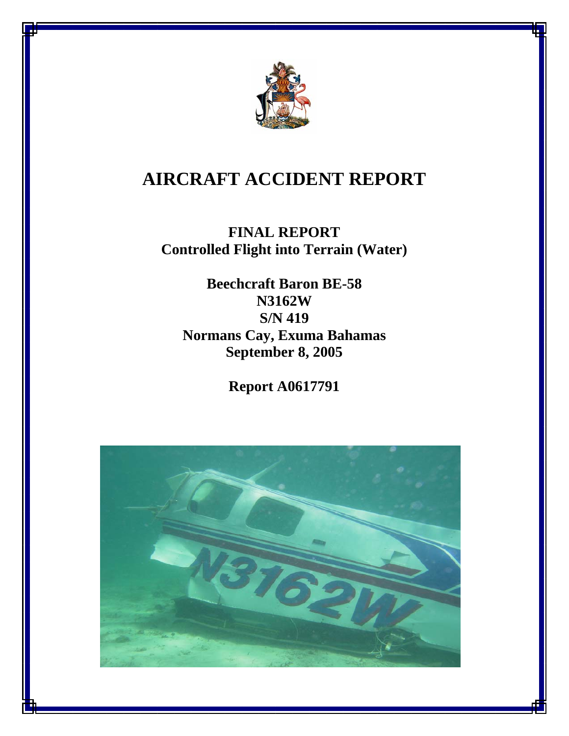# AIRCRAFT ACCIDENT REPORT

**FINAL REPORT**
**Controlled Flight into Terrain (Water)**

**Beechcraft Baron BE-58**
**N3162W**
**S/N 419**
**Normans Cay, Exuma Bahamas**
**September 8, 2005**

**Report A0617791**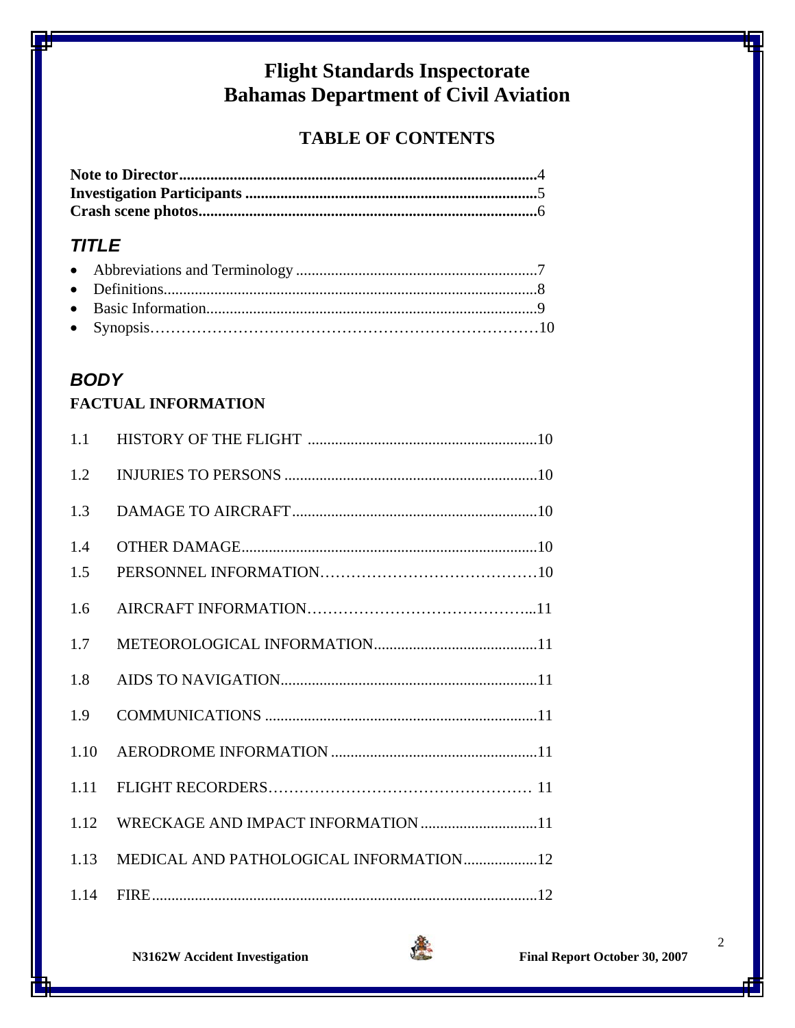# Flight Standards Inspectorate
# Bahamas Department of Civil Aviation

## TABLE OF CONTENTS

**Note to Director**..........................................................................................4
**Investigation Participants** ..........................................................................5
**Crash scene photos**......................................................................................6

### *TITLE*

- Abbreviations and Terminology ..............................................................7
- Definitions...............................................................................................8
- Basic Information....................................................................................9
- Synopsis………………………………………………………………10

### *BODY*

**FACTUAL INFORMATION**

1.1 HISTORY OF THE FLIGHT ..........................................................10

1.2 INJURIES TO PERSONS .................................................................10

1.3 DAMAGE TO AIRCRAFT...............................................................10

1.4 OTHER DAMAGE...........................................................................10

1.5 PERSONNEL INFORMATION……………………………………10

1.6 AIRCRAFT INFORMATION……………………………………...11

1.7 METEOROLOGICAL INFORMATION..........................................11

1.8 AIDS TO NAVIGATION.................................................................11

1.9 COMMUNICATIONS ......................................................................11

1.10 AERODROME INFORMATION .....................................................11

1.11 FLIGHT RECORDERS…………………………………………… 11

1.12 WRECKAGE AND IMPACT INFORMATION ..............................11

1.13 MEDICAL AND PATHOLOGICAL INFORMATION...................12

1.14 FIRE..................................................................................................12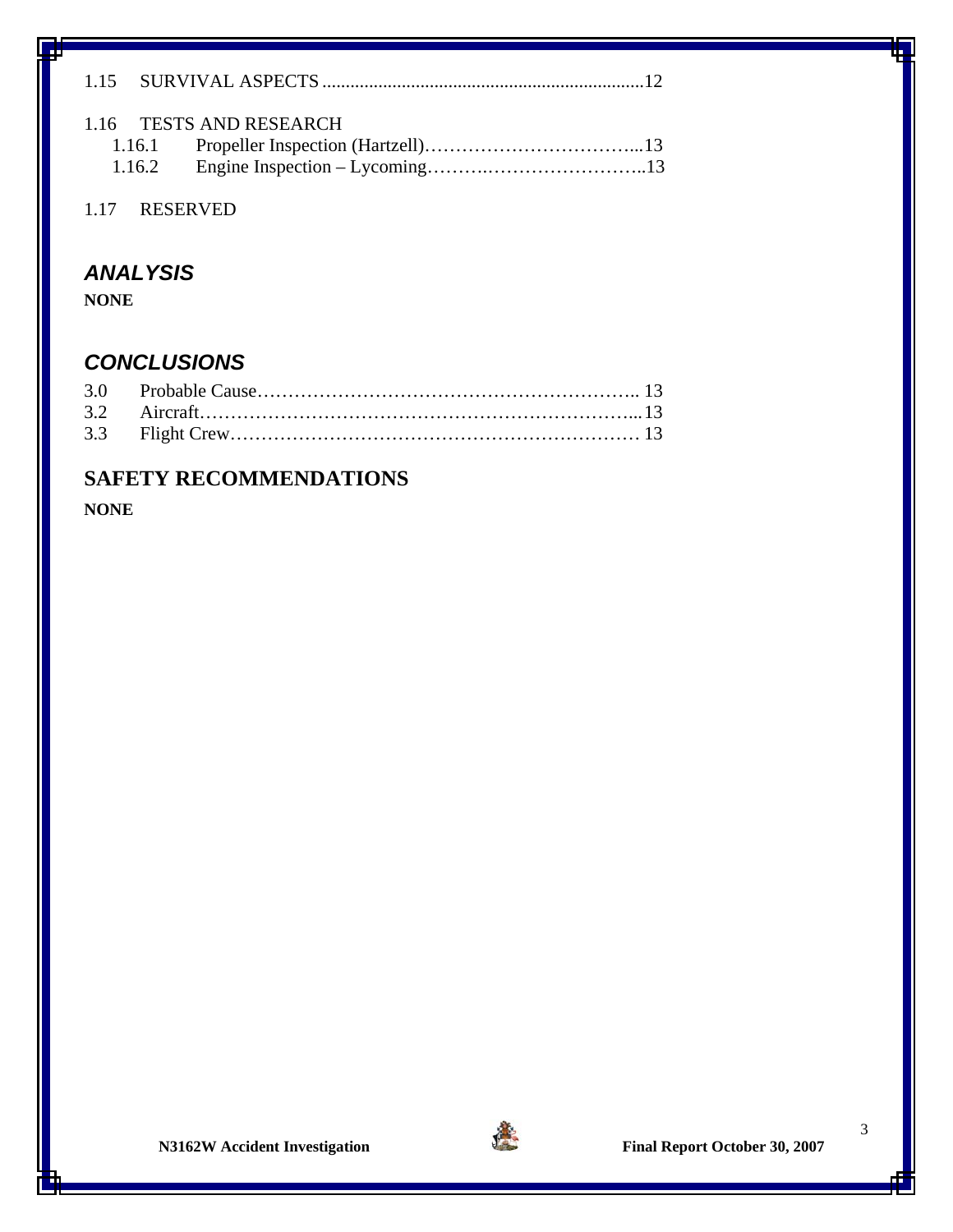1.15 SURVIVAL ASPECTS ....................................................................12

1.16 TESTS AND RESEARCH

- 1.16.1 Propeller Inspection (Hartzell)……………………………...13
- 1.16.2 Engine Inspection – Lycoming…….…………………..13

1.17 RESERVED

## *ANALYSIS*

**NONE**

## *CONCLUSIONS*

3.0 Probable Cause…………………………………………………….. 13
3.2 Aircraft……………………………………………………………...13
3.3 Flight Crew………………………………………………………… 13

## SAFETY RECOMMENDATIONS

**NONE**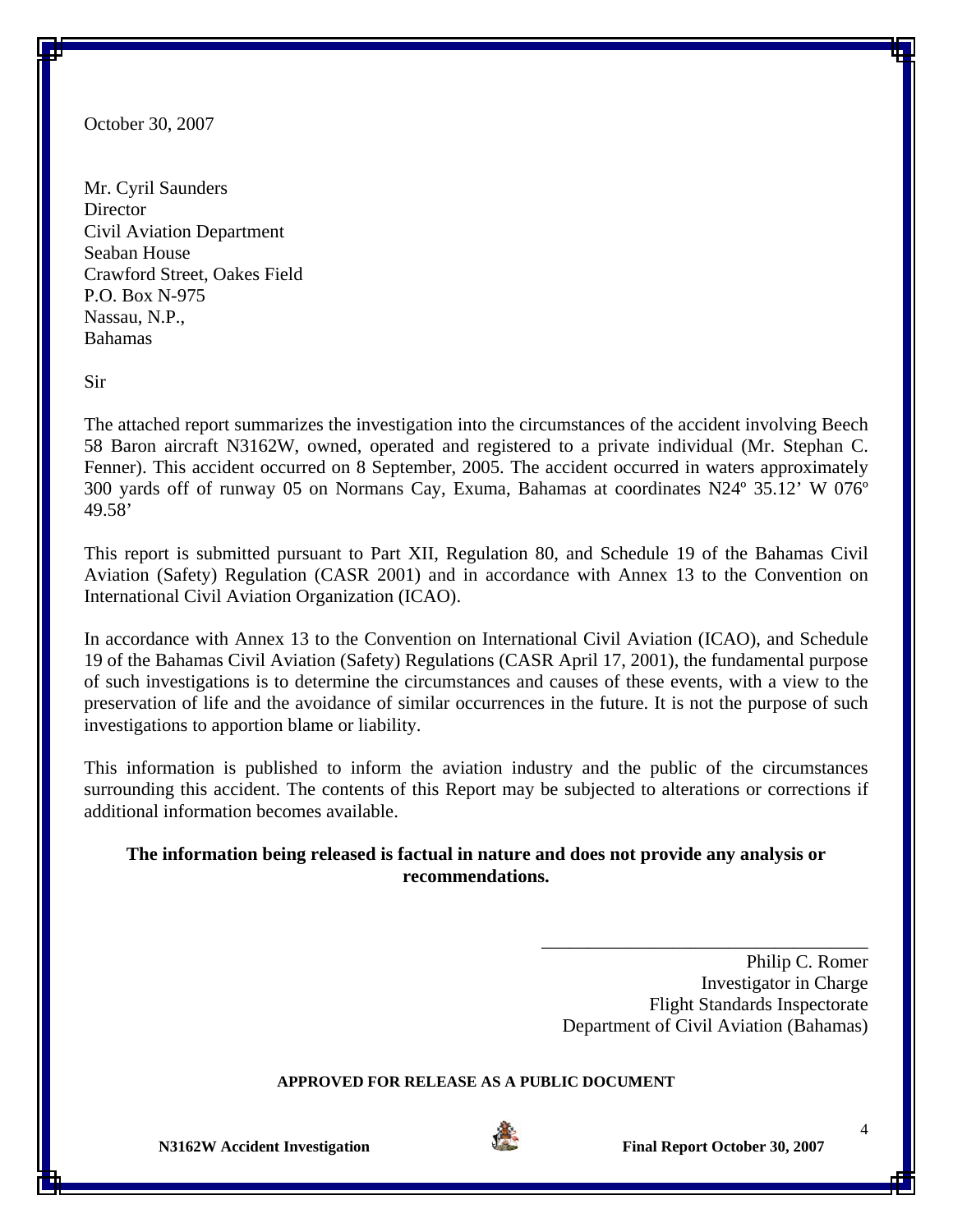October 30, 2007

Mr. Cyril Saunders
Director
Civil Aviation Department
Seaban House
Crawford Street, Oakes Field
P.O. Box N-975
Nassau, N.P.,
Bahamas

Sir

The attached report summarizes the investigation into the circumstances of the accident involving Beech 58 Baron aircraft N3162W, owned, operated and registered to a private individual (Mr. Stephan C. Fenner). This accident occurred on 8 September, 2005. The accident occurred in waters approximately 300 yards off of runway 05 on Normans Cay, Exuma, Bahamas at coordinates N24º 35.12' W 076º 49.58'

This report is submitted pursuant to Part XII, Regulation 80, and Schedule 19 of the Bahamas Civil Aviation (Safety) Regulation (CASR 2001) and in accordance with Annex 13 to the Convention on International Civil Aviation Organization (ICAO).

In accordance with Annex 13 to the Convention on International Civil Aviation (ICAO), and Schedule 19 of the Bahamas Civil Aviation (Safety) Regulations (CASR April 17, 2001), the fundamental purpose of such investigations is to determine the circumstances and causes of these events, with a view to the preservation of life and the avoidance of similar occurrences in the future. It is not the purpose of such investigations to apportion blame or liability.

This information is published to inform the aviation industry and the public of the circumstances surrounding this accident. The contents of this Report may be subjected to alterations or corrections if additional information becomes available.

**The information being released is factual in nature and does not provide any analysis or recommendations.**

\_\_\_\_\_\_\_\_\_\_\_\_\_\_\_\_\_\_\_\_\_\_\_\_\_\_\_\_\_\_\_\_\_\_\_\_

Philip C. Romer
Investigator in Charge
Flight Standards Inspectorate
Department of Civil Aviation (Bahamas)

**APPROVED FOR RELEASE AS A PUBLIC DOCUMENT**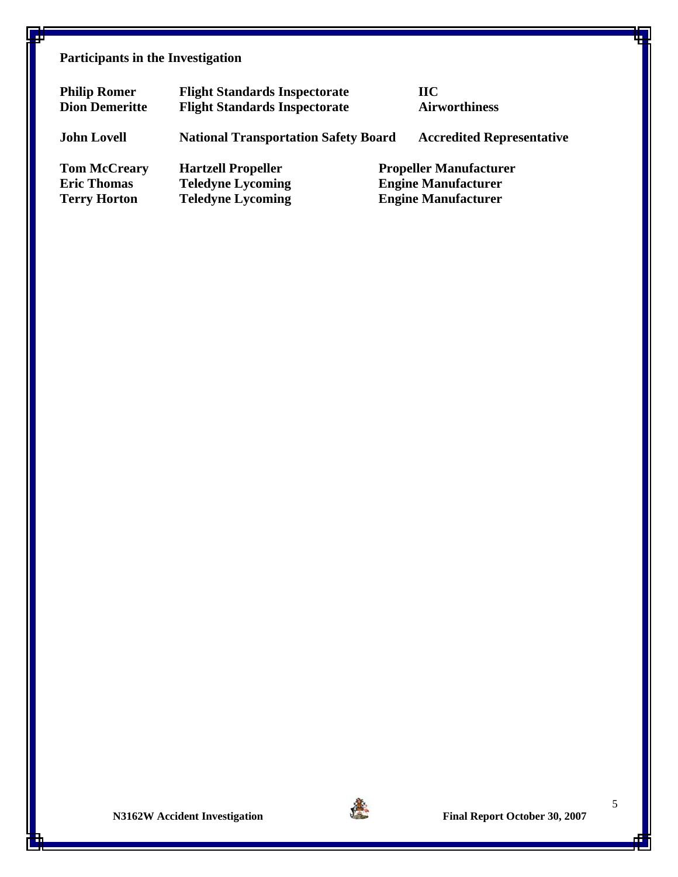## Participants in the Investigation

| | | |
|---|---|---|
| **Philip Romer** | **Flight Standards Inspectorate** | **IIC** |
| **Dion Demeritte** | **Flight Standards Inspectorate** | **Airworthiness** |
| **John Lovell** | **National Transportation Safety Board** | **Accredited Representative** |
| **Tom McCreary** | **Hartzell Propeller** | **Propeller Manufacturer** |
| **Eric Thomas** | **Teledyne Lycoming** | **Engine Manufacturer** |
| **Terry Horton** | **Teledyne Lycoming** | **Engine Manufacturer** |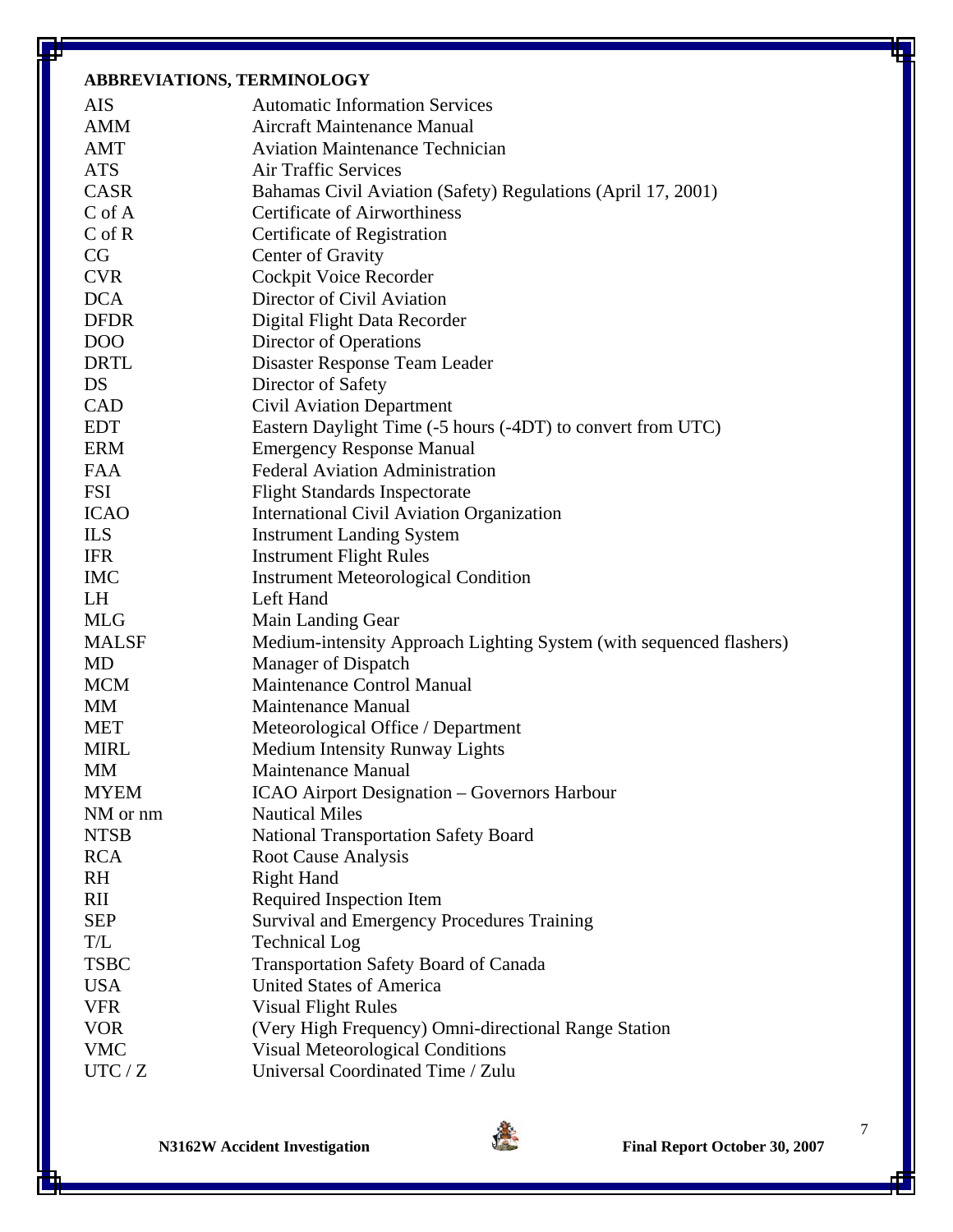## ABBREVIATIONS, TERMINOLOGY

| | |
|---|---|
| AIS | Automatic Information Services |
| AMM | Aircraft Maintenance Manual |
| AMT | Aviation Maintenance Technician |
| ATS | Air Traffic Services |
| CASR | Bahamas Civil Aviation (Safety) Regulations (April 17, 2001) |
| C of A | Certificate of Airworthiness |
| C of R | Certificate of Registration |
| CG | Center of Gravity |
| CVR | Cockpit Voice Recorder |
| DCA | Director of Civil Aviation |
| DFDR | Digital Flight Data Recorder |
| DOO | Director of Operations |
| DRTL | Disaster Response Team Leader |
| DS | Director of Safety |
| CAD | Civil Aviation Department |
| EDT | Eastern Daylight Time (-5 hours (-4DT) to convert from UTC) |
| ERM | Emergency Response Manual |
| FAA | Federal Aviation Administration |
| FSI | Flight Standards Inspectorate |
| ICAO | International Civil Aviation Organization |
| ILS | Instrument Landing System |
| IFR | Instrument Flight Rules |
| IMC | Instrument Meteorological Condition |
| LH | Left Hand |
| MLG | Main Landing Gear |
| MALSF | Medium-intensity Approach Lighting System (with sequenced flashers) |
| MD | Manager of Dispatch |
| MCM | Maintenance Control Manual |
| MM | Maintenance Manual |
| MET | Meteorological Office / Department |
| MIRL | Medium Intensity Runway Lights |
| MM | Maintenance Manual |
| MYEM | ICAO Airport Designation – Governors Harbour |
| NM or nm | Nautical Miles |
| NTSB | National Transportation Safety Board |
| RCA | Root Cause Analysis |
| RH | Right Hand |
| RII | Required Inspection Item |
| SEP | Survival and Emergency Procedures Training |
| T/L | Technical Log |
| TSBC | Transportation Safety Board of Canada |
| USA | United States of America |
| VFR | Visual Flight Rules |
| VOR | (Very High Frequency) Omni-directional Range Station |
| VMC | Visual Meteorological Conditions |
| UTC / Z | Universal Coordinated Time / Zulu |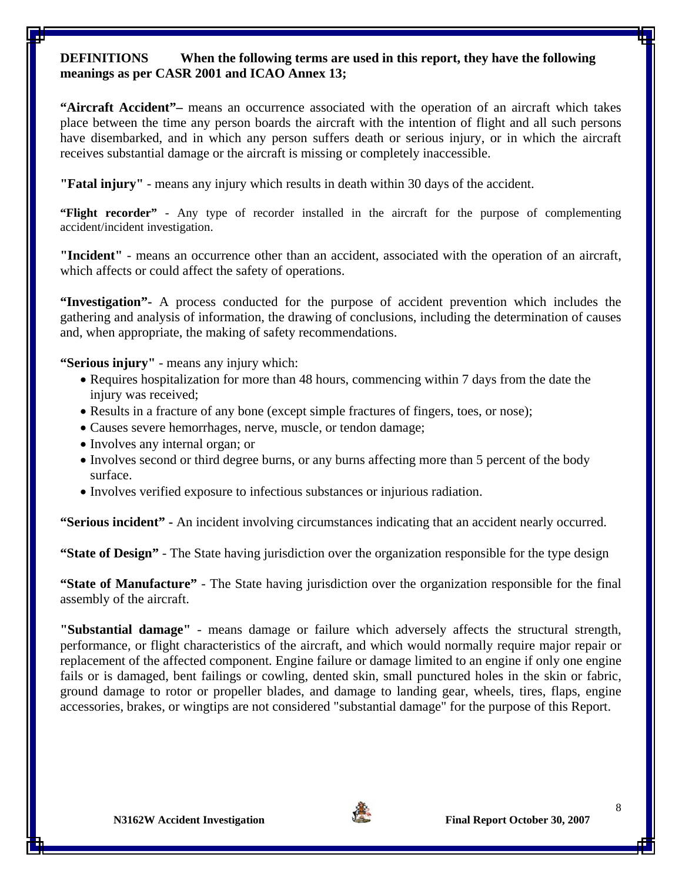**DEFINITIONS When the following terms are used in this report, they have the following meanings as per CASR 2001 and ICAO Annex 13;**

**"Aircraft Accident"–** means an occurrence associated with the operation of an aircraft which takes place between the time any person boards the aircraft with the intention of flight and all such persons have disembarked, and in which any person suffers death or serious injury, or in which the aircraft receives substantial damage or the aircraft is missing or completely inaccessible.

**"Fatal injury"** - means any injury which results in death within 30 days of the accident.

**"Flight recorder"** - Any type of recorder installed in the aircraft for the purpose of complementing accident/incident investigation.

**"Incident"** - means an occurrence other than an accident, associated with the operation of an aircraft, which affects or could affect the safety of operations.

**"Investigation"-** A process conducted for the purpose of accident prevention which includes the gathering and analysis of information, the drawing of conclusions, including the determination of causes and, when appropriate, the making of safety recommendations.

**"Serious injury"** - means any injury which:

- Requires hospitalization for more than 48 hours, commencing within 7 days from the date the injury was received;
- Results in a fracture of any bone (except simple fractures of fingers, toes, or nose);
- Causes severe hemorrhages, nerve, muscle, or tendon damage;
- Involves any internal organ; or
- Involves second or third degree burns, or any burns affecting more than 5 percent of the body surface.
- Involves verified exposure to infectious substances or injurious radiation.

**"Serious incident" -** An incident involving circumstances indicating that an accident nearly occurred.

**"State of Design"** - The State having jurisdiction over the organization responsible for the type design

**"State of Manufacture"** - The State having jurisdiction over the organization responsible for the final assembly of the aircraft.

**"Substantial damage"** - means damage or failure which adversely affects the structural strength, performance, or flight characteristics of the aircraft, and which would normally require major repair or replacement of the affected component. Engine failure or damage limited to an engine if only one engine fails or is damaged, bent failings or cowling, dented skin, small punctured holes in the skin or fabric, ground damage to rotor or propeller blades, and damage to landing gear, wheels, tires, flaps, engine accessories, brakes, or wingtips are not considered "substantial damage" for the purpose of this Report.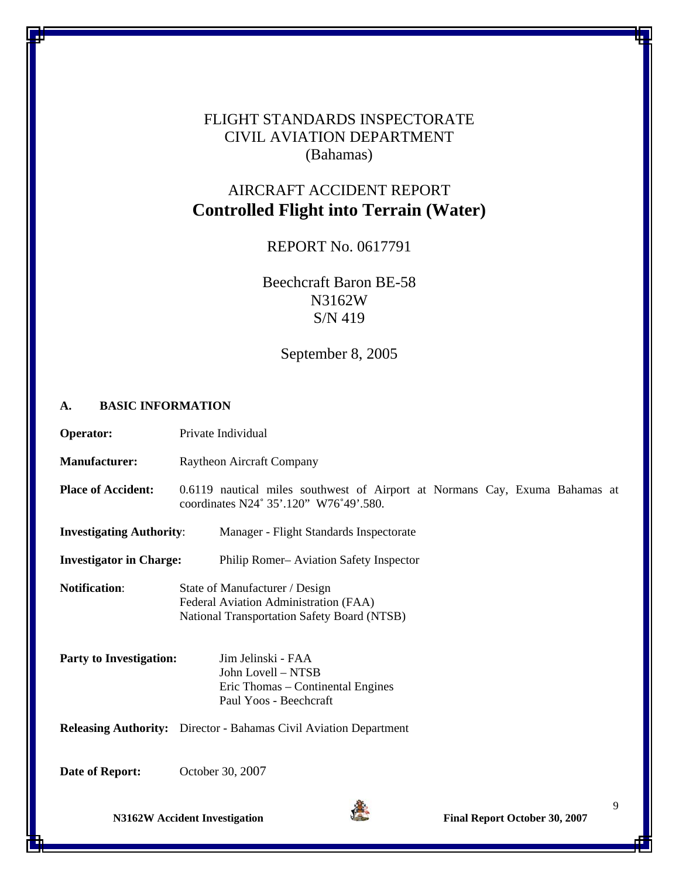FLIGHT STANDARDS INSPECTORATE
CIVIL AVIATION DEPARTMENT
(Bahamas)

# AIRCRAFT ACCIDENT REPORT
# Controlled Flight into Terrain (Water)

REPORT No. 0617791

Beechcraft Baron BE-58
N3162W
S/N 419

September 8, 2005

## A. BASIC INFORMATION

**Operator:** Private Individual

**Manufacturer:** Raytheon Aircraft Company

**Place of Accident:** 0.6119 nautical miles southwest of Airport at Normans Cay, Exuma Bahamas at coordinates N24˚ 35'.120" W76˚49'.580.

**Investigating Authority**: Manager - Flight Standards Inspectorate

**Investigator in Charge:** Philip Romer– Aviation Safety Inspector

**Notification**: State of Manufacturer / Design
Federal Aviation Administration (FAA)
National Transportation Safety Board (NTSB)

**Party to Investigation:** Jim Jelinski - FAA
John Lovell – NTSB
Eric Thomas – Continental Engines
Paul Yoos - Beechcraft

**Releasing Authority:** Director - Bahamas Civil Aviation Department

**Date of Report:** October 30, 2007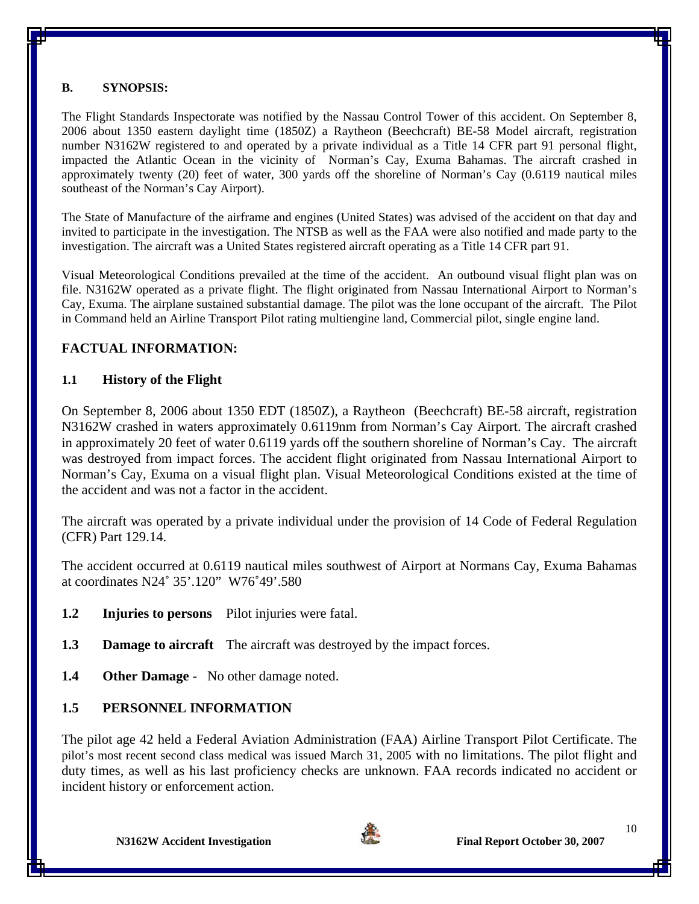### B. SYNOPSIS:

The Flight Standards Inspectorate was notified by the Nassau Control Tower of this accident. On September 8, 2006 about 1350 eastern daylight time (1850Z) a Raytheon (Beechcraft) BE-58 Model aircraft, registration number N3162W registered to and operated by a private individual as a Title 14 CFR part 91 personal flight, impacted the Atlantic Ocean in the vicinity of Norman's Cay, Exuma Bahamas. The aircraft crashed in approximately twenty (20) feet of water, 300 yards off the shoreline of Norman's Cay (0.6119 nautical miles southeast of the Norman's Cay Airport).

The State of Manufacture of the airframe and engines (United States) was advised of the accident on that day and invited to participate in the investigation. The NTSB as well as the FAA were also notified and made party to the investigation. The aircraft was a United States registered aircraft operating as a Title 14 CFR part 91.

Visual Meteorological Conditions prevailed at the time of the accident. An outbound visual flight plan was on file. N3162W operated as a private flight. The flight originated from Nassau International Airport to Norman's Cay, Exuma. The airplane sustained substantial damage. The pilot was the lone occupant of the aircraft. The Pilot in Command held an Airline Transport Pilot rating multiengine land, Commercial pilot, single engine land.

## FACTUAL INFORMATION:

### 1.1 History of the Flight

On September 8, 2006 about 1350 EDT (1850Z), a Raytheon (Beechcraft) BE-58 aircraft, registration N3162W crashed in waters approximately 0.6119nm from Norman's Cay Airport. The aircraft crashed in approximately 20 feet of water 0.6119 yards off the southern shoreline of Norman's Cay. The aircraft was destroyed from impact forces. The accident flight originated from Nassau International Airport to Norman's Cay, Exuma on a visual flight plan. Visual Meteorological Conditions existed at the time of the accident and was not a factor in the accident.

The aircraft was operated by a private individual under the provision of 14 Code of Federal Regulation (CFR) Part 129.14.

The accident occurred at 0.6119 nautical miles southwest of Airport at Normans Cay, Exuma Bahamas at coordinates N24˚ 35'.120" W76˚49'.580

**1.2 Injuries to persons** Pilot injuries were fatal.

**1.3 Damage to aircraft** The aircraft was destroyed by the impact forces.

**1.4 Other Damage -** No other damage noted.

### 1.5 PERSONNEL INFORMATION

The pilot age 42 held a Federal Aviation Administration (FAA) Airline Transport Pilot Certificate. The pilot's most recent second class medical was issued March 31, 2005 with no limitations. The pilot flight and duty times, as well as his last proficiency checks are unknown. FAA records indicated no accident or incident history or enforcement action.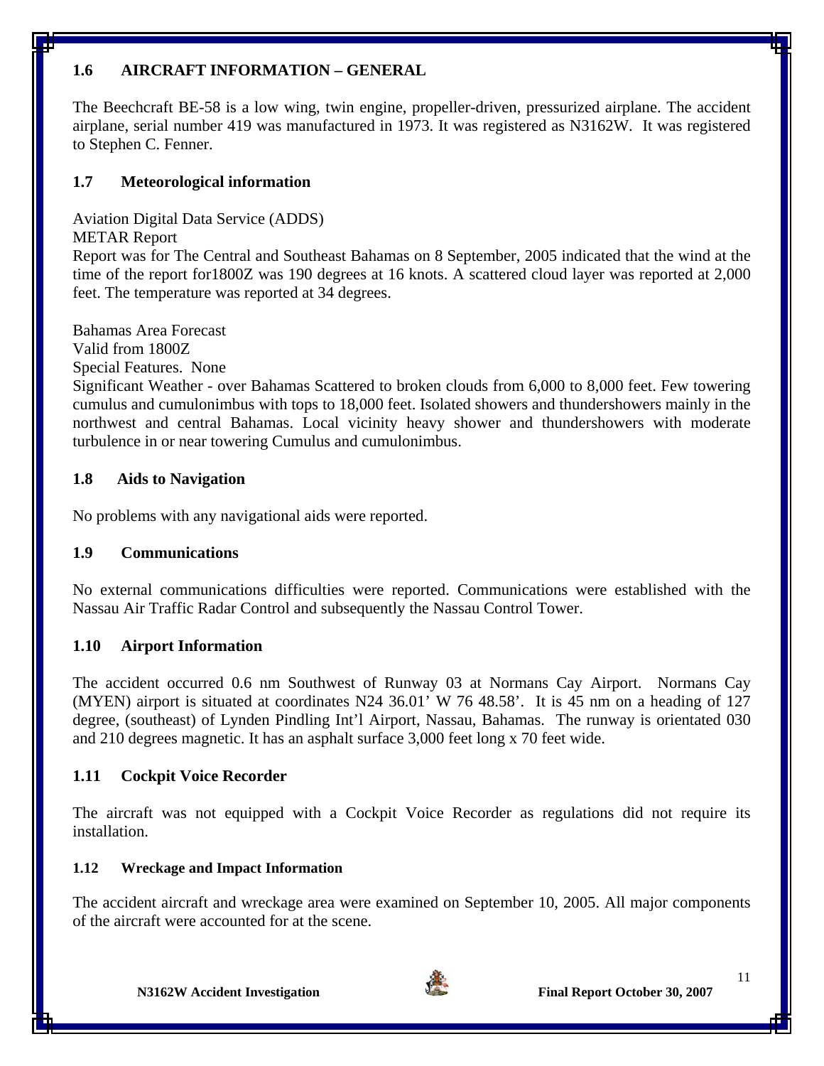## 1.6 AIRCRAFT INFORMATION – GENERAL

The Beechcraft BE-58 is a low wing, twin engine, propeller-driven, pressurized airplane. The accident airplane, serial number 419 was manufactured in 1973. It was registered as N3162W. It was registered to Stephen C. Fenner.

## 1.7 Meteorological information

Aviation Digital Data Service (ADDS)
METAR Report
Report was for The Central and Southeast Bahamas on 8 September, 2005 indicated that the wind at the time of the report for1800Z was 190 degrees at 16 knots. A scattered cloud layer was reported at 2,000 feet. The temperature was reported at 34 degrees.

Bahamas Area Forecast
Valid from 1800Z
Special Features. None
Significant Weather - over Bahamas Scattered to broken clouds from 6,000 to 8,000 feet. Few towering cumulus and cumulonimbus with tops to 18,000 feet. Isolated showers and thundershowers mainly in the northwest and central Bahamas. Local vicinity heavy shower and thundershowers with moderate turbulence in or near towering Cumulus and cumulonimbus.

## 1.8 Aids to Navigation

No problems with any navigational aids were reported.

## 1.9 Communications

No external communications difficulties were reported. Communications were established with the Nassau Air Traffic Radar Control and subsequently the Nassau Control Tower.

## 1.10 Airport Information

The accident occurred 0.6 nm Southwest of Runway 03 at Normans Cay Airport. Normans Cay (MYEN) airport is situated at coordinates N24 36.01' W 76 48.58'. It is 45 nm on a heading of 127 degree, (southeast) of Lynden Pindling Int'l Airport, Nassau, Bahamas. The runway is orientated 030 and 210 degrees magnetic. It has an asphalt surface 3,000 feet long x 70 feet wide.

## 1.11 Cockpit Voice Recorder

The aircraft was not equipped with a Cockpit Voice Recorder as regulations did not require its installation.

## 1.12 Wreckage and Impact Information

The accident aircraft and wreckage area were examined on September 10, 2005. All major components of the aircraft were accounted for at the scene.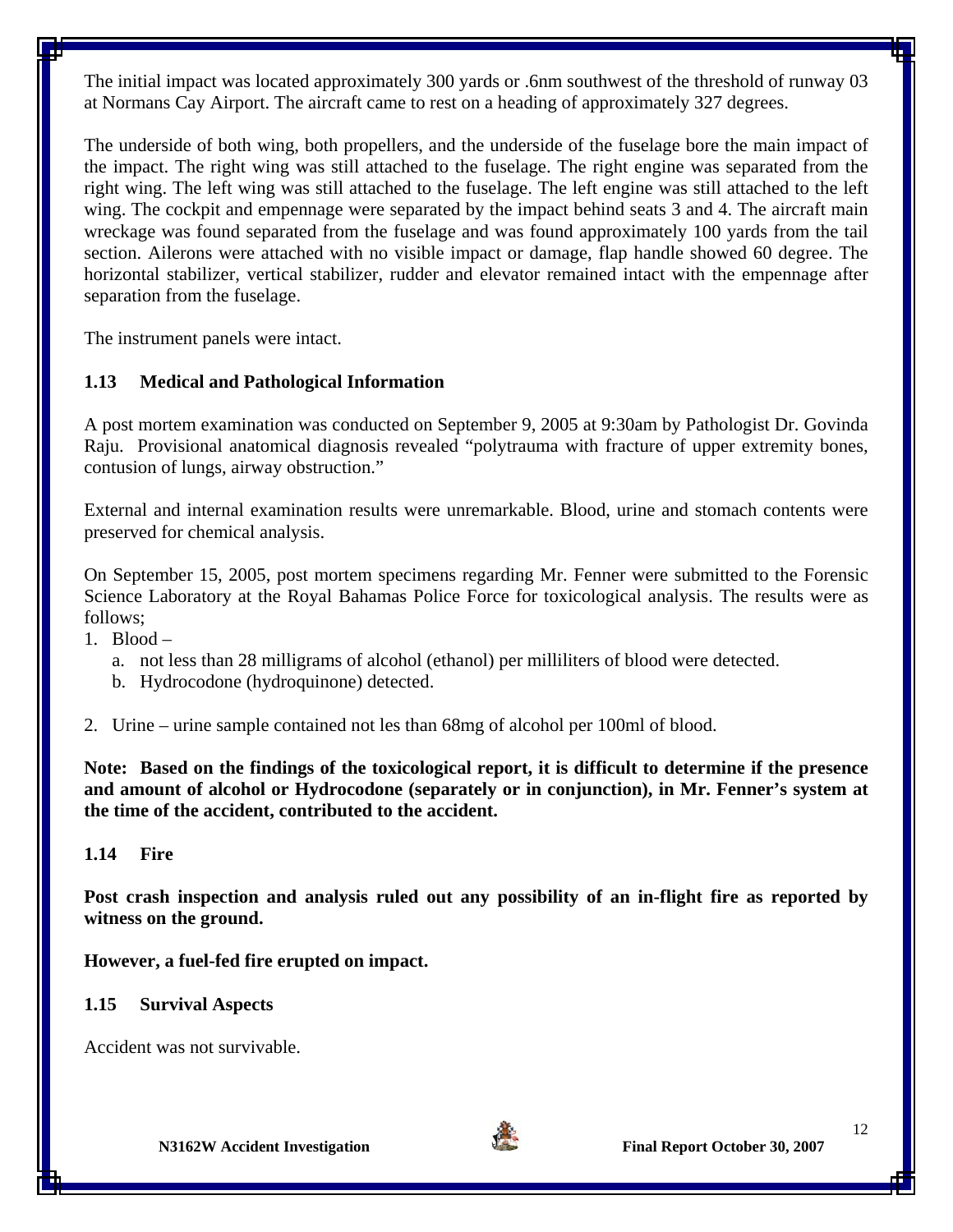The initial impact was located approximately 300 yards or .6nm southwest of the threshold of runway 03 at Normans Cay Airport. The aircraft came to rest on a heading of approximately 327 degrees.

The underside of both wing, both propellers, and the underside of the fuselage bore the main impact of the impact. The right wing was still attached to the fuselage. The right engine was separated from the right wing. The left wing was still attached to the fuselage. The left engine was still attached to the left wing. The cockpit and empennage were separated by the impact behind seats 3 and 4. The aircraft main wreckage was found separated from the fuselage and was found approximately 100 yards from the tail section. Ailerons were attached with no visible impact or damage, flap handle showed 60 degree. The horizontal stabilizer, vertical stabilizer, rudder and elevator remained intact with the empennage after separation from the fuselage.

The instrument panels were intact.

### 1.13 Medical and Pathological Information

A post mortem examination was conducted on September 9, 2005 at 9:30am by Pathologist Dr. Govinda Raju. Provisional anatomical diagnosis revealed "polytrauma with fracture of upper extremity bones, contusion of lungs, airway obstruction."

External and internal examination results were unremarkable. Blood, urine and stomach contents were preserved for chemical analysis.

On September 15, 2005, post mortem specimens regarding Mr. Fenner were submitted to the Forensic Science Laboratory at the Royal Bahamas Police Force for toxicological analysis. The results were as follows;

1. Blood –
   a. not less than 28 milligrams of alcohol (ethanol) per milliliters of blood were detected.
   b. Hydrocodone (hydroquinone) detected.

2. Urine – urine sample contained not les than 68mg of alcohol per 100ml of blood.

**Note: Based on the findings of the toxicological report, it is difficult to determine if the presence and amount of alcohol or Hydrocodone (separately or in conjunction), in Mr. Fenner's system at the time of the accident, contributed to the accident.**

### 1.14 Fire

**Post crash inspection and analysis ruled out any possibility of an in-flight fire as reported by witness on the ground.**

**However, a fuel-fed fire erupted on impact.**

### 1.15 Survival Aspects

Accident was not survivable.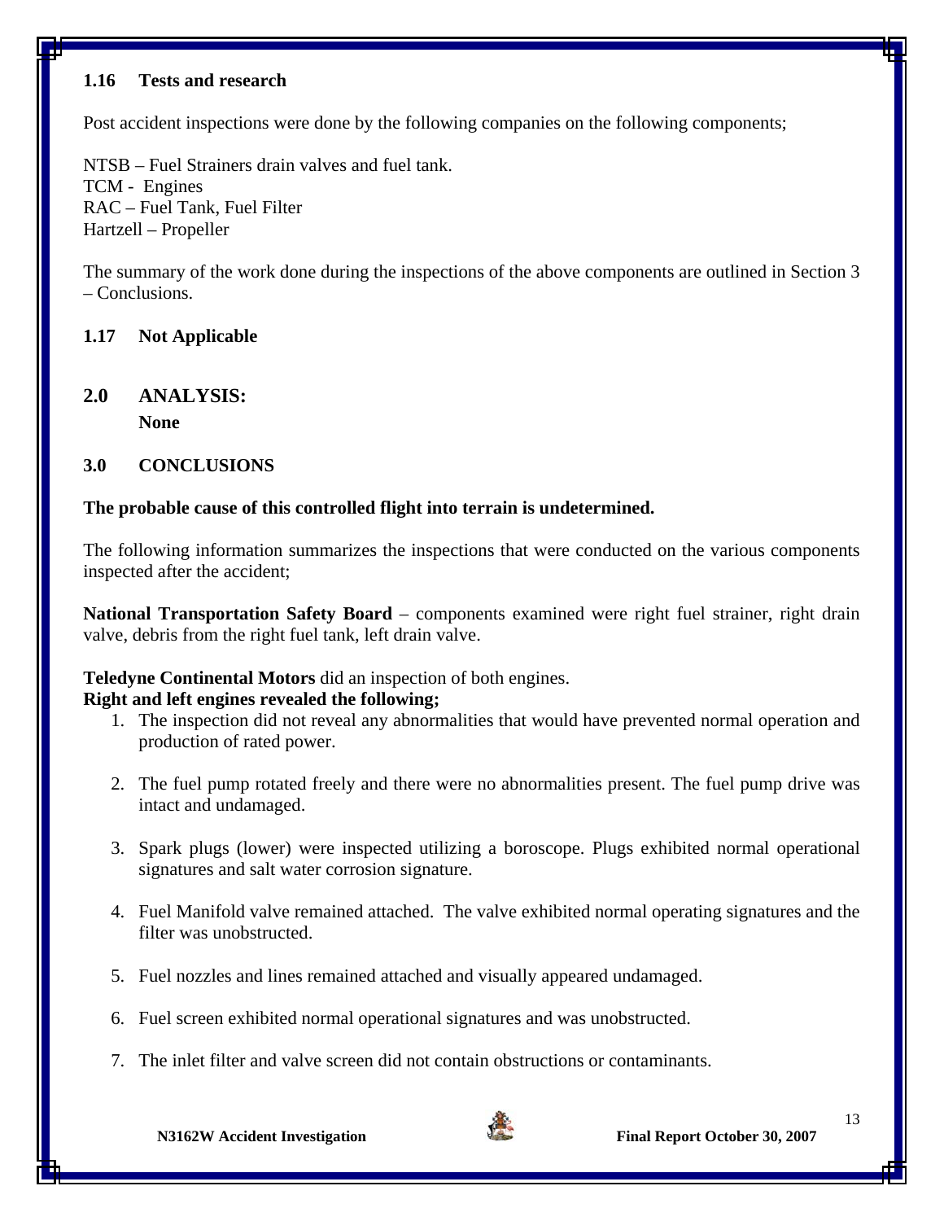### 1.16 Tests and research

Post accident inspections were done by the following companies on the following components;

NTSB – Fuel Strainers drain valves and fuel tank.
TCM - Engines
RAC – Fuel Tank, Fuel Filter
Hartzell – Propeller

The summary of the work done during the inspections of the above components are outlined in Section 3 – Conclusions.

### 1.17 Not Applicable

## 2.0 ANALYSIS:

**None**

## 3.0 CONCLUSIONS

**The probable cause of this controlled flight into terrain is undetermined.**

The following information summarizes the inspections that were conducted on the various components inspected after the accident;

**National Transportation Safety Board** – components examined were right fuel strainer, right drain valve, debris from the right fuel tank, left drain valve.

**Teledyne Continental Motors** did an inspection of both engines.
**Right and left engines revealed the following;**

1. The inspection did not reveal any abnormalities that would have prevented normal operation and production of rated power.

2. The fuel pump rotated freely and there were no abnormalities present. The fuel pump drive was intact and undamaged.

3. Spark plugs (lower) were inspected utilizing a boroscope. Plugs exhibited normal operational signatures and salt water corrosion signature.

4. Fuel Manifold valve remained attached. The valve exhibited normal operating signatures and the filter was unobstructed.

5. Fuel nozzles and lines remained attached and visually appeared undamaged.

6. Fuel screen exhibited normal operational signatures and was unobstructed.

7. The inlet filter and valve screen did not contain obstructions or contaminants.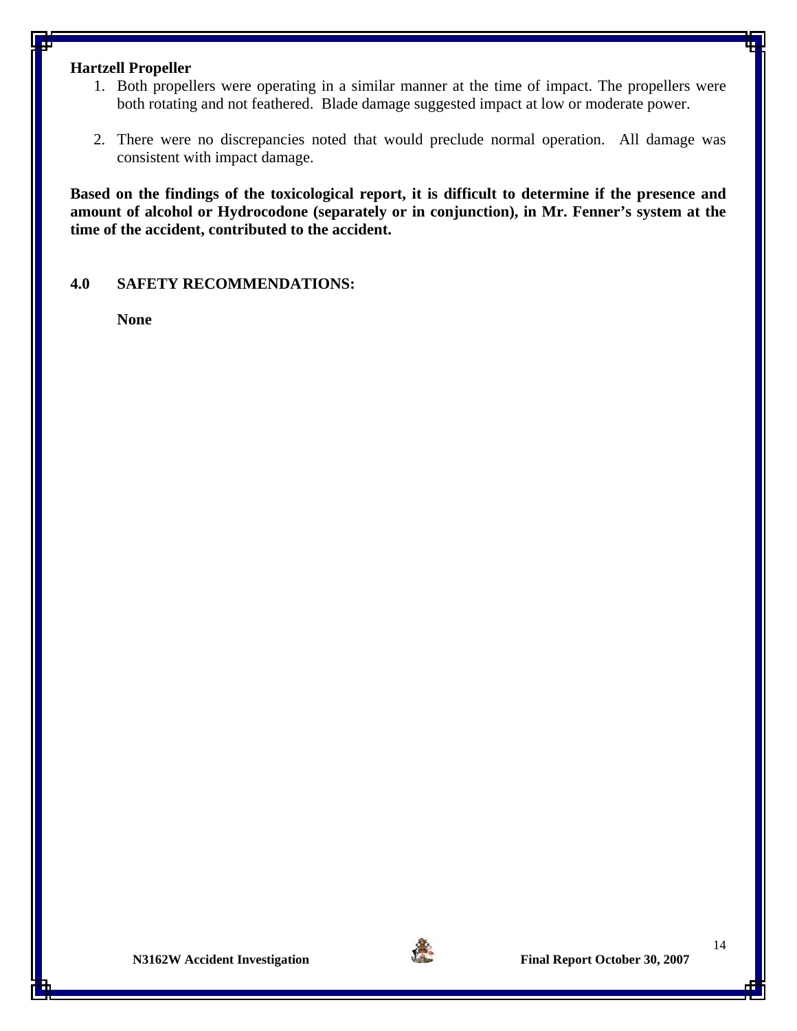**Hartzell Propeller**

1. Both propellers were operating in a similar manner at the time of impact. The propellers were both rotating and not feathered. Blade damage suggested impact at low or moderate power.

2. There were no discrepancies noted that would preclude normal operation. All damage was consistent with impact damage.

**Based on the findings of the toxicological report, it is difficult to determine if the presence and amount of alcohol or Hydrocodone (separately or in conjunction), in Mr. Fenner's system at the time of the accident, contributed to the accident.**

## 4.0 SAFETY RECOMMENDATIONS:

**None**